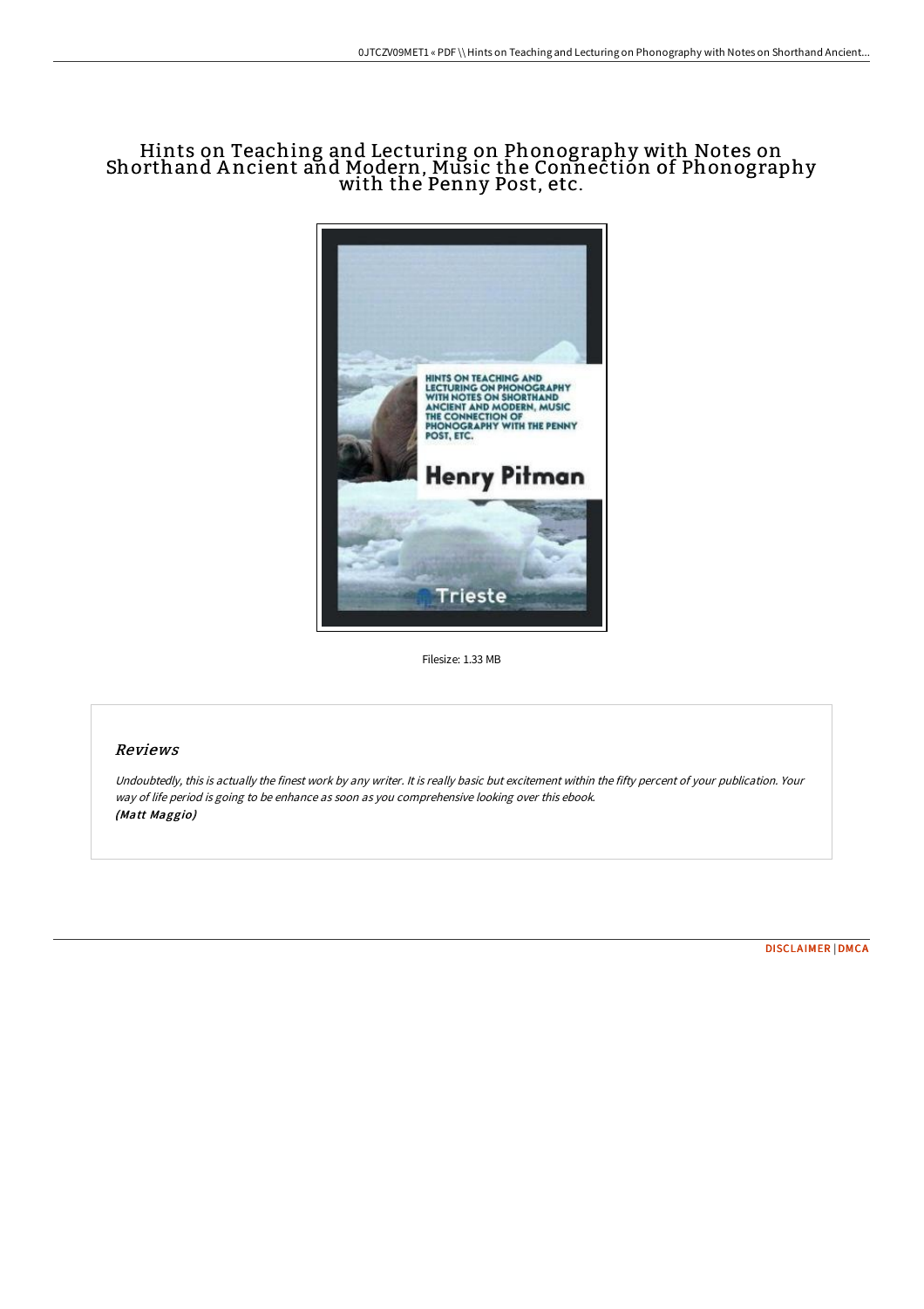# Hints on Teaching and Lecturing on Phonography with Notes on Shorthand Ancient and Modern, Music the Connection of Phonography with the Penny Post, etc.

Filesize: 1.33 MB

## Reviews

*Undoubtedly, this is actually the finest work by any writer. It is really basic but excitement within the fifty percent of your publication. Your way of life period is going to be enhance as soon as you comprehensive looking over this ebook.*
***(Matt Maggio)***

DISCLAIMER | DMCA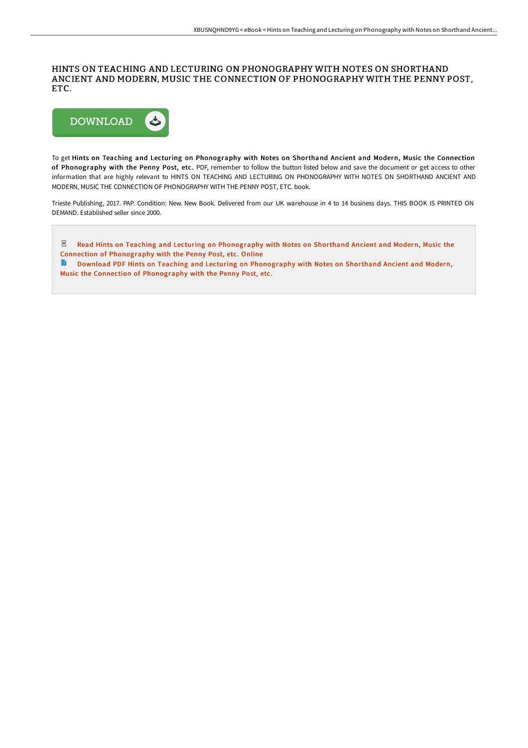# HINTS ON TEACHING AND LECTURING ON PHONOGRAPHY WITH NOTES ON SHORTHAND ANCIENT AND MODERN, MUSIC THE CONNECTION OF PHONOGRAPHY WITH THE PENNY POST, ETC.

DOWNLOAD

To get **Hints on Teaching and Lecturing on Phonography with Notes on Shorthand Ancient and Modern, Music the Connection of Phonography with the Penny Post, etc.** PDF, remember to follow the button listed below and save the document or get access to other information that are highly relevant to HINTS ON TEACHING AND LECTURING ON PHONOGRAPHY WITH NOTES ON SHORTHAND ANCIENT AND MODERN, MUSIC THE CONNECTION OF PHONOGRAPHY WITH THE PENNY POST, ETC. book.

Trieste Publishing, 2017. PAP. Condition: New. New Book. Delivered from our UK warehouse in 4 to 14 business days. THIS BOOK IS PRINTED ON DEMAND. Established seller since 2000.

- Read Hints on Teaching and Lecturing on Phonography with Notes on Shorthand Ancient and Modern, Music the Connection of Phonography with the Penny Post, etc. Online
- Download PDF Hints on Teaching and Lecturing on Phonography with Notes on Shorthand Ancient and Modern, Music the Connection of Phonography with the Penny Post, etc.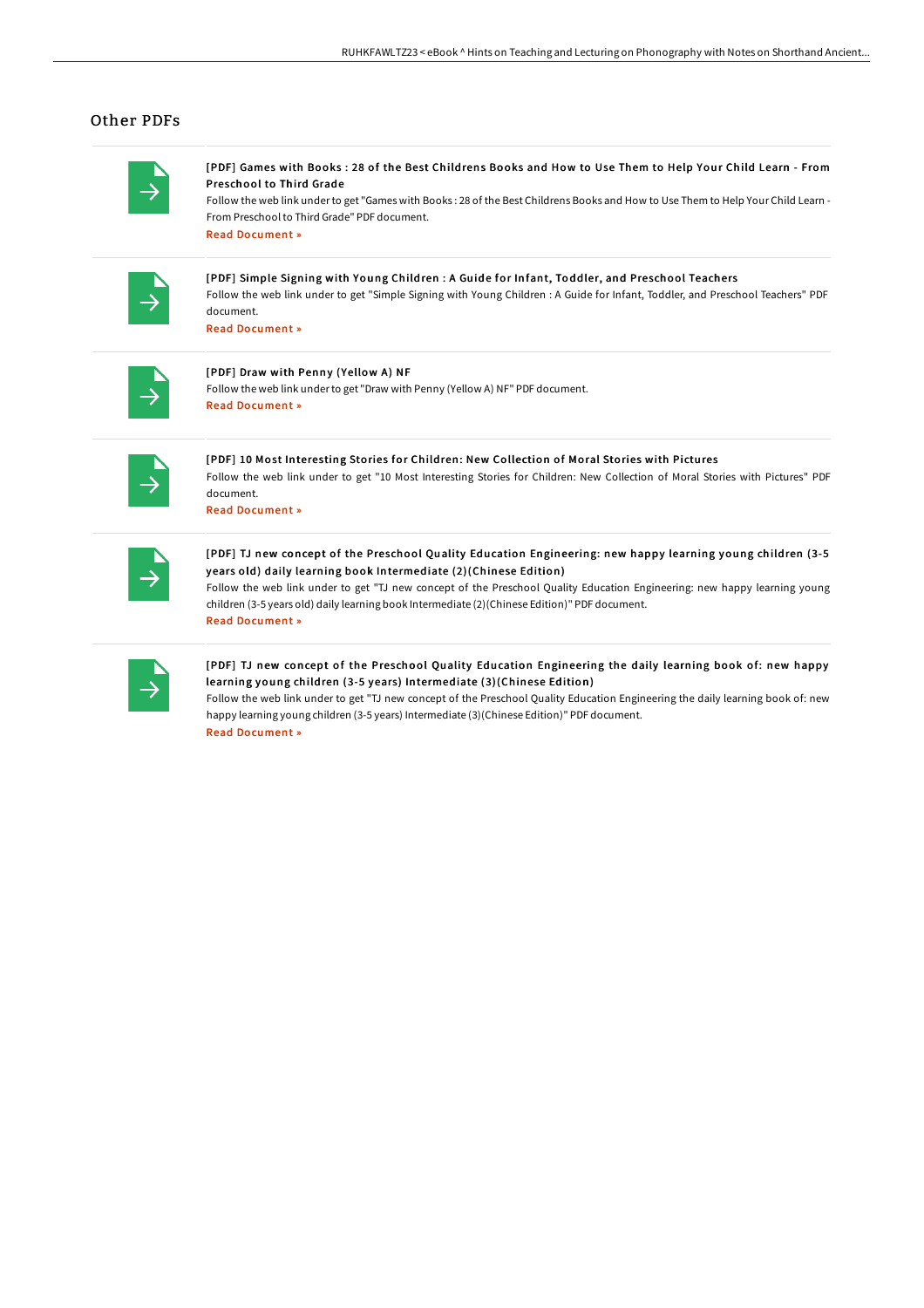## Other PDFs

**[PDF] Games with Books : 28 of the Best Childrens Books and How to Use Them to Help Your Child Learn - From Preschool to Third Grade**

Follow the web link under to get "Games with Books : 28 of the Best Childrens Books and How to Use Them to Help Your Child Learn - From Preschool to Third Grade" PDF document.

Read Document »

**[PDF] Simple Signing with Young Children : A Guide for Infant, Toddler, and Preschool Teachers**

Follow the web link under to get "Simple Signing with Young Children : A Guide for Infant, Toddler, and Preschool Teachers" PDF document.

Read Document »

**[PDF] Draw with Penny (Yellow A) NF**

Follow the web link under to get "Draw with Penny (Yellow A) NF" PDF document.

Read Document »

**[PDF] 10 Most Interesting Stories for Children: New Collection of Moral Stories with Pictures**

Follow the web link under to get "10 Most Interesting Stories for Children: New Collection of Moral Stories with Pictures" PDF document.

Read Document »

**[PDF] TJ new concept of the Preschool Quality Education Engineering: new happy learning young children (3-5 years old) daily learning book Intermediate (2)(Chinese Edition)**

Follow the web link under to get "TJ new concept of the Preschool Quality Education Engineering: new happy learning young children (3-5 years old) daily learning book Intermediate (2)(Chinese Edition)" PDF document.

Read Document »

**[PDF] TJ new concept of the Preschool Quality Education Engineering the daily learning book of: new happy learning young children (3-5 years) Intermediate (3)(Chinese Edition)**

Follow the web link under to get "TJ new concept of the Preschool Quality Education Engineering the daily learning book of: new happy learning young children (3-5 years) Intermediate (3)(Chinese Edition)" PDF document.

Read Document »